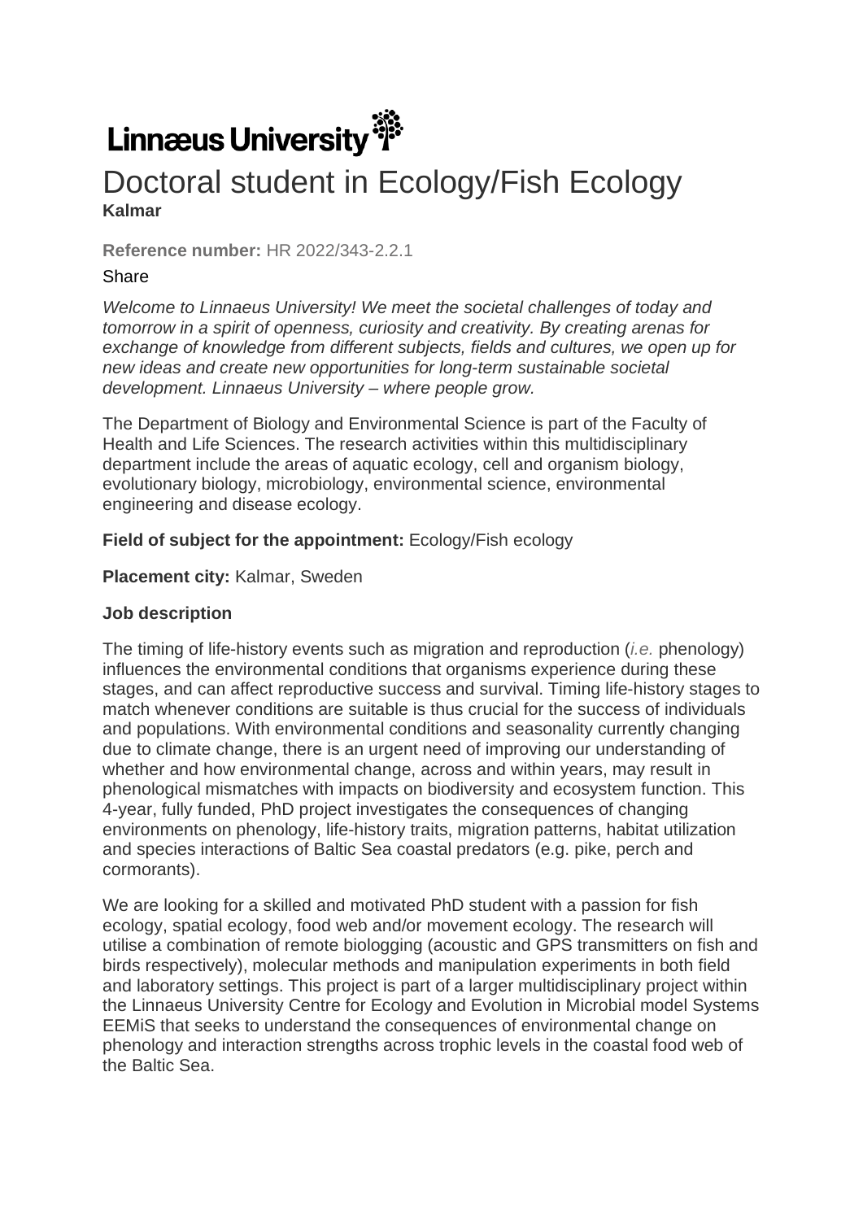Linnæus University

# Doctoral student in Ecology/Fish Ecology

**Kalmar**

**Reference number:** HR 2022/343-2.2.1

Share

*Welcome to Linnaeus University! We meet the societal challenges of today and tomorrow in a spirit of openness, curiosity and creativity. By creating arenas for exchange of knowledge from different subjects, fields and cultures, we open up for new ideas and create new opportunities for long-term sustainable societal development. Linnaeus University – where people grow.*

The Department of Biology and Environmental Science is part of the Faculty of Health and Life Sciences. The research activities within this multidisciplinary department include the areas of aquatic ecology, cell and organism biology, evolutionary biology, microbiology, environmental science, environmental engineering and disease ecology.

**Field of subject for the appointment:** Ecology/Fish ecology

**Placement city:** Kalmar, Sweden

**Job description**

The timing of life-history events such as migration and reproduction (*i.e.* phenology) influences the environmental conditions that organisms experience during these stages, and can affect reproductive success and survival. Timing life-history stages to match whenever conditions are suitable is thus crucial for the success of individuals and populations. With environmental conditions and seasonality currently changing due to climate change, there is an urgent need of improving our understanding of whether and how environmental change, across and within years, may result in phenological mismatches with impacts on biodiversity and ecosystem function. This 4-year, fully funded, PhD project investigates the consequences of changing environments on phenology, life-history traits, migration patterns, habitat utilization and species interactions of Baltic Sea coastal predators (e.g. pike, perch and cormorants).

We are looking for a skilled and motivated PhD student with a passion for fish ecology, spatial ecology, food web and/or movement ecology. The research will utilise a combination of remote biologging (acoustic and GPS transmitters on fish and birds respectively), molecular methods and manipulation experiments in both field and laboratory settings. This project is part of a larger multidisciplinary project within the Linnaeus University Centre for Ecology and Evolution in Microbial model Systems EEMiS that seeks to understand the consequences of environmental change on phenology and interaction strengths across trophic levels in the coastal food web of the Baltic Sea.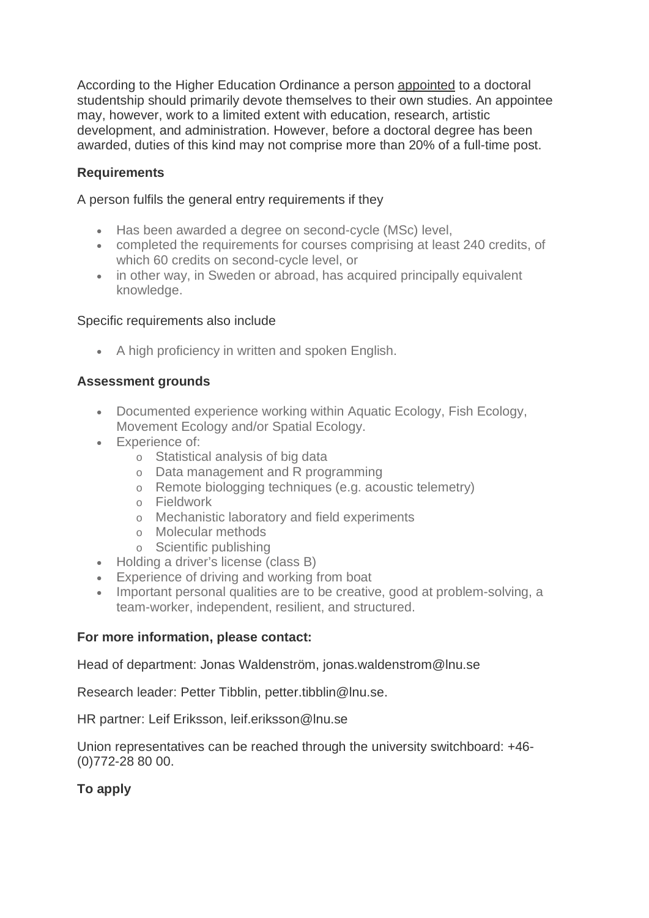According to the Higher Education Ordinance a person appointed to a doctoral studentship should primarily devote themselves to their own studies. An appointee may, however, work to a limited extent with education, research, artistic development, and administration. However, before a doctoral degree has been awarded, duties of this kind may not comprise more than 20% of a full-time post.

**Requirements**

A person fulfils the general entry requirements if they

- Has been awarded a degree on second-cycle (MSc) level,
- completed the requirements for courses comprising at least 240 credits, of which 60 credits on second-cycle level, or
- in other way, in Sweden or abroad, has acquired principally equivalent knowledge.

Specific requirements also include

- A high proficiency in written and spoken English.

**Assessment grounds**

- Documented experience working within Aquatic Ecology, Fish Ecology, Movement Ecology and/or Spatial Ecology.
- Experience of:
  - Statistical analysis of big data
  - Data management and R programming
  - Remote biologging techniques (e.g. acoustic telemetry)
  - Fieldwork
  - Mechanistic laboratory and field experiments
  - Molecular methods
  - Scientific publishing
- Holding a driver's license (class B)
- Experience of driving and working from boat
- Important personal qualities are to be creative, good at problem-solving, a team-worker, independent, resilient, and structured.

**For more information, please contact:**

Head of department: Jonas Waldenström, jonas.waldenstrom@lnu.se

Research leader: Petter Tibblin, petter.tibblin@lnu.se.

HR partner: Leif Eriksson, leif.eriksson@lnu.se

Union representatives can be reached through the university switchboard: +46-(0)772-28 80 00.

**To apply**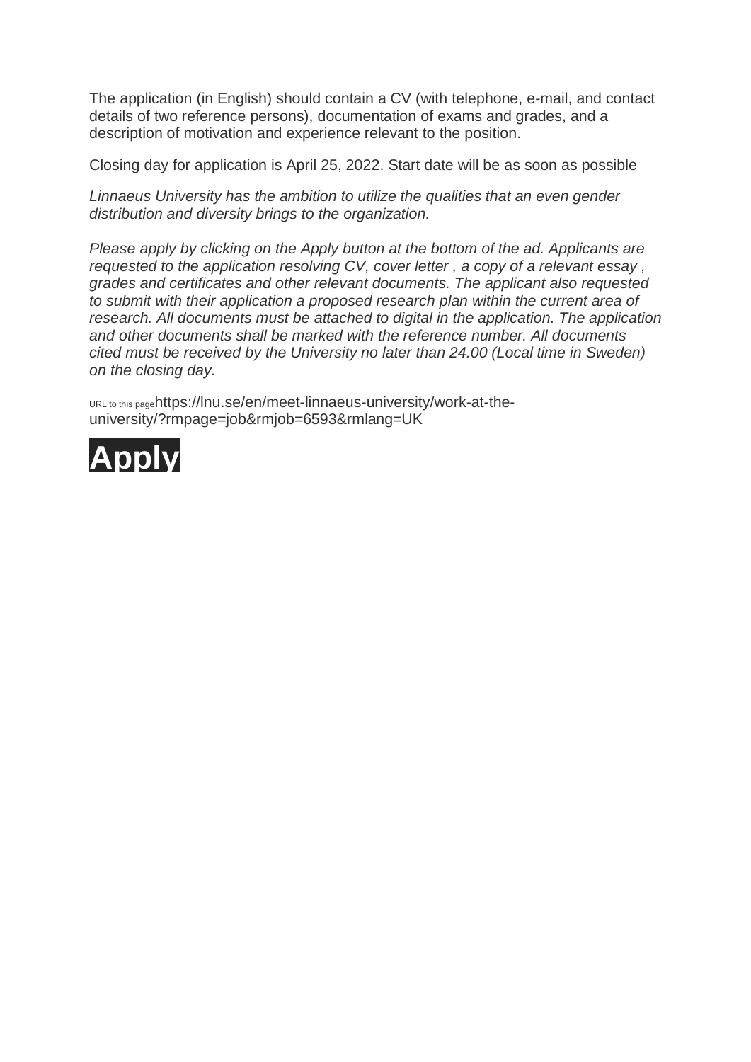The application (in English) should contain a CV (with telephone, e-mail, and contact details of two reference persons), documentation of exams and grades, and a description of motivation and experience relevant to the position.

Closing day for application is April 25, 2022. Start date will be as soon as possible

*Linnaeus University has the ambition to utilize the qualities that an even gender distribution and diversity brings to the organization.*

*Please apply by clicking on the Apply button at the bottom of the ad. Applicants are requested to the application resolving CV, cover letter , a copy of a relevant essay , grades and certificates and other relevant documents. The applicant also requested to submit with their application a proposed research plan within the current area of research. All documents must be attached to digital in the application. The application and other documents shall be marked with the reference number. All documents cited must be received by the University no later than 24.00 (Local time in Sweden) on the closing day.*

URL to this page https://lnu.se/en/meet-linnaeus-university/work-at-the-university/?rmpage=job&rmjob=6593&rmlang=UK

**Apply**